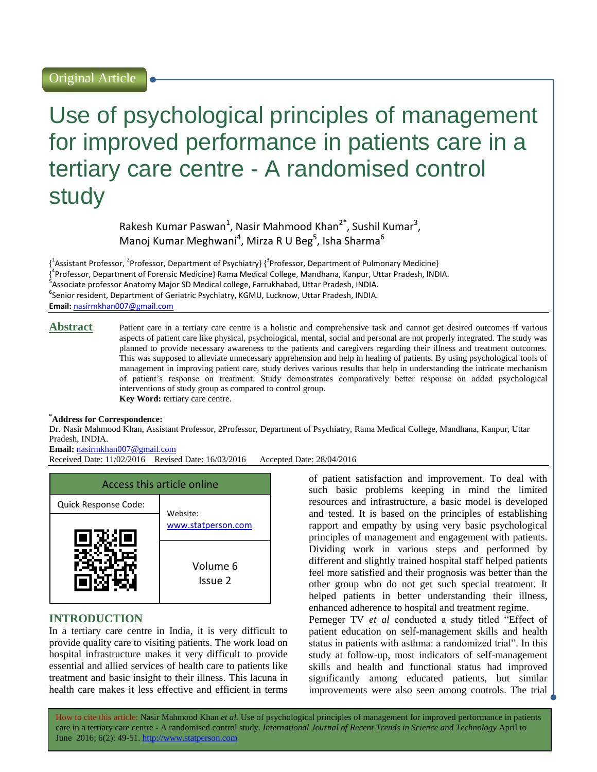Original Article

# Use of psychological principles of management for improved performance in patients care in a tertiary care centre - A randomised control study

Rakesh Kumar Paswan[1], Nasir Mahmood Khan[2*], Sushil Kumar[3], Manoj Kumar Meghwani[4], Mirza R U Beg[5], Isha Sharma[6]

{[1]Assistant Professor, [2]Professor, Department of Psychiatry} {[3]Professor, Department of Pulmonary Medicine}
{[4]Professor, Department of Forensic Medicine} Rama Medical College, Mandhana, Kanpur, Uttar Pradesh, INDIA.
[5]Associate professor Anatomy Major SD Medical college, Farrukhabad, Uttar Pradesh, INDIA.
[6]Senior resident, Department of Geriatric Psychiatry, KGMU, Lucknow, Uttar Pradesh, INDIA.
**Email:** nasirmkhan007@gmail.com

## Abstract

Patient care in a tertiary care centre is a holistic and comprehensive task and cannot get desired outcomes if various aspects of patient care like physical, psychological, mental, social and personal are not properly integrated. The study was planned to provide necessary awareness to the patients and caregivers regarding their illness and treatment outcomes. This was supposed to alleviate unnecessary apprehension and help in healing of patients. By using psychological tools of management in improving patient care, study derives various results that help in understanding the intricate mechanism of patient's response on treatment. Study demonstrates comparatively better response on added psychological interventions of study group as compared to control group.

**Key Word:** tertiary care centre.

**[*]Address for Correspondence:**
Dr. Nasir Mahmood Khan, Assistant Professor, 2Professor, Department of Psychiatry, Rama Medical College, Mandhana, Kanpur, Uttar Pradesh, INDIA.
**Email:** nasirmkhan007@gmail.com
Received Date: 11/02/2016 Revised Date: 16/03/2016 Accepted Date: 28/04/2016

| Access this article online | |
|---|---|
| Quick Response Code: | Website: www.statperson.com |
| | Volume 6 Issue 2 |

## INTRODUCTION

In a tertiary care centre in India, it is very difficult to provide quality care to visiting patients. The work load on hospital infrastructure makes it very difficult to provide essential and allied services of health care to patients like treatment and basic insight to their illness. This lacuna in health care makes it less effective and efficient in terms of patient satisfaction and improvement. To deal with such basic problems keeping in mind the limited resources and infrastructure, a basic model is developed and tested. It is based on the principles of establishing rapport and empathy by using very basic psychological principles of management and engagement with patients. Dividing work in various steps and performed by different and slightly trained hospital staff helped patients feel more satisfied and their prognosis was better than the other group who do not get such special treatment. It helped patients in better understanding their illness, enhanced adherence to hospital and treatment regime.

Perneger TV *et al* conducted a study titled "Effect of patient education on self-management skills and health status in patients with asthma: a randomized trial". In this study at follow-up, most indicators of self-management skills and health and functional status had improved significantly among educated patients, but similar improvements were also seen among controls. The trial

How to cite this article: Nasir Mahmood Khan *et al.* Use of psychological principles of management for improved performance in patients care in a tertiary care centre - A randomised control study. *International Journal of Recent Trends in Science and Technology* April to June 2016; 6(2): 49-51. http://www.statperson.com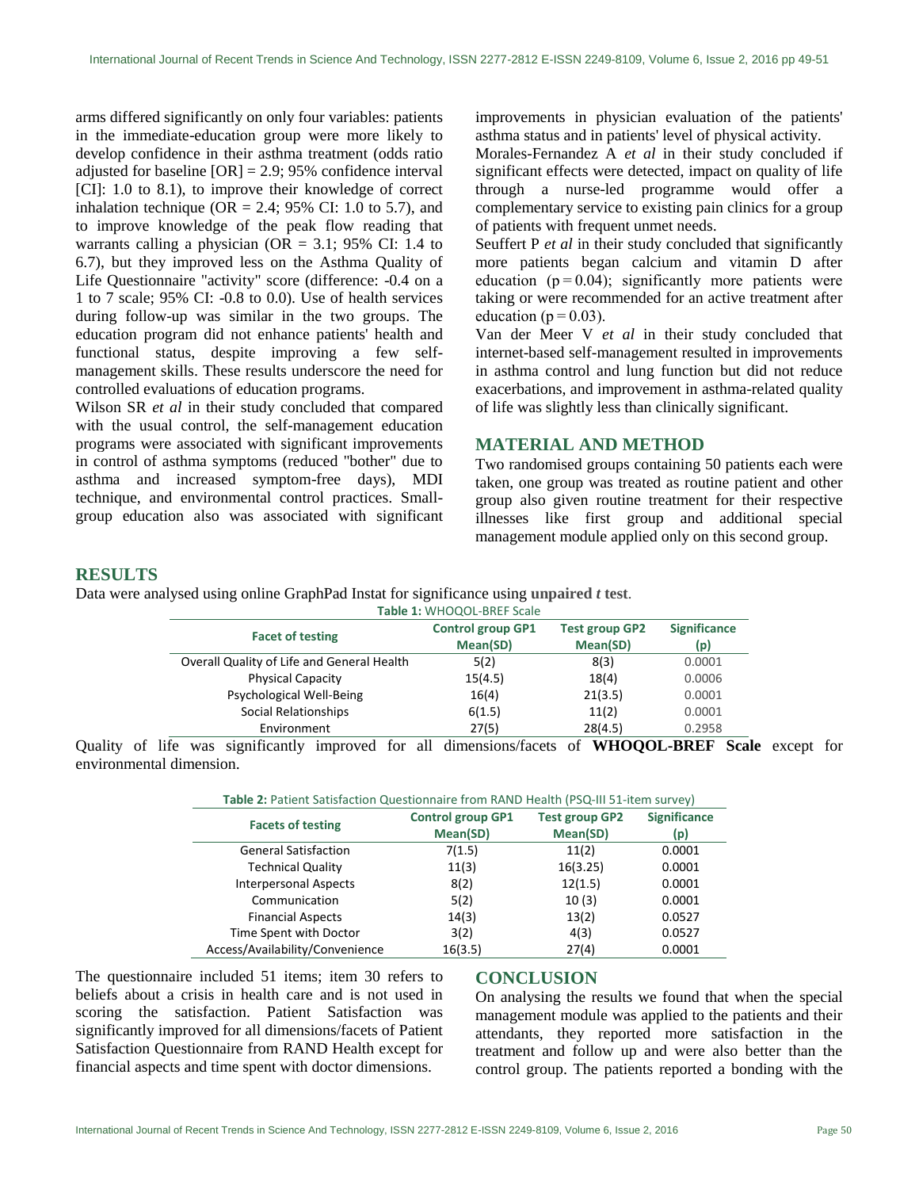arms differed significantly on only four variables: patients in the immediate-education group were more likely to develop confidence in their asthma treatment (odds ratio adjusted for baseline [OR] = 2.9; 95% confidence interval [CI]: 1.0 to 8.1), to improve their knowledge of correct inhalation technique (OR = 2.4; 95% CI: 1.0 to 5.7), and to improve knowledge of the peak flow reading that warrants calling a physician (OR = 3.1; 95% CI: 1.4 to 6.7), but they improved less on the Asthma Quality of Life Questionnaire "activity" score (difference: -0.4 on a 1 to 7 scale; 95% CI: -0.8 to 0.0). Use of health services during follow-up was similar in the two groups. The education program did not enhance patients' health and functional status, despite improving a few self-management skills. These results underscore the need for controlled evaluations of education programs.

Wilson SR *et al* in their study concluded that compared with the usual control, the self-management education programs were associated with significant improvements in control of asthma symptoms (reduced "bother" due to asthma and increased symptom-free days), MDI technique, and environmental control practices. Small-group education also was associated with significant improvements in physician evaluation of the patients' asthma status and in patients' level of physical activity.

Morales-Fernandez A *et al* in their study concluded if significant effects were detected, impact on quality of life through a nurse-led programme would offer a complementary service to existing pain clinics for a group of patients with frequent unmet needs.

Seuffert P *et al* in their study concluded that significantly more patients began calcium and vitamin D after education ($p = 0.04$); significantly more patients were taking or were recommended for an active treatment after education ($p = 0.03$).

Van der Meer V *et al* in their study concluded that internet-based self-management resulted in improvements in asthma control and lung function but did not reduce exacerbations, and improvement in asthma-related quality of life was slightly less than clinically significant.

## MATERIAL AND METHOD

Two randomised groups containing 50 patients each were taken, one group was treated as routine patient and other group also given routine treatment for their respective illnesses like first group and additional special management module applied only on this second group.

## RESULTS

Data were analysed using online GraphPad Instat for significance using **unpaired *t* test**.

**Table 1:** WHOQOL-BREF Scale

| Facet of testing | Control group GP1 Mean(SD) | Test group GP2 Mean(SD) | Significance (p) |
|---|---|---|---|
| Overall Quality of Life and General Health | 5(2) | 8(3) | 0.0001 |
| Physical Capacity | 15(4.5) | 18(4) | 0.0006 |
| Psychological Well-Being | 16(4) | 21(3.5) | 0.0001 |
| Social Relationships | 6(1.5) | 11(2) | 0.0001 |
| Environment | 27(5) | 28(4.5) | 0.2958 |

Quality of life was significantly improved for all dimensions/facets of **WHOQOL-BREF Scale** except for environmental dimension.

**Table 2:** Patient Satisfaction Questionnaire from RAND Health (PSQ-III 51-item survey)

| Facets of testing | Control group GP1 Mean(SD) | Test group GP2 Mean(SD) | Significance (p) |
|---|---|---|---|
| General Satisfaction | 7(1.5) | 11(2) | 0.0001 |
| Technical Quality | 11(3) | 16(3.25) | 0.0001 |
| Interpersonal Aspects | 8(2) | 12(1.5) | 0.0001 |
| Communication | 5(2) | 10 (3) | 0.0001 |
| Financial Aspects | 14(3) | 13(2) | 0.0527 |
| Time Spent with Doctor | 3(2) | 4(3) | 0.0527 |
| Access/Availability/Convenience | 16(3.5) | 27(4) | 0.0001 |

The questionnaire included 51 items; item 30 refers to beliefs about a crisis in health care and is not used in scoring the satisfaction. Patient Satisfaction was significantly improved for all dimensions/facets of Patient Satisfaction Questionnaire from RAND Health except for financial aspects and time spent with doctor dimensions.

## CONCLUSION

On analysing the results we found that when the special management module was applied to the patients and their attendants, they reported more satisfaction in the treatment and follow up and were also better than the control group. The patients reported a bonding with the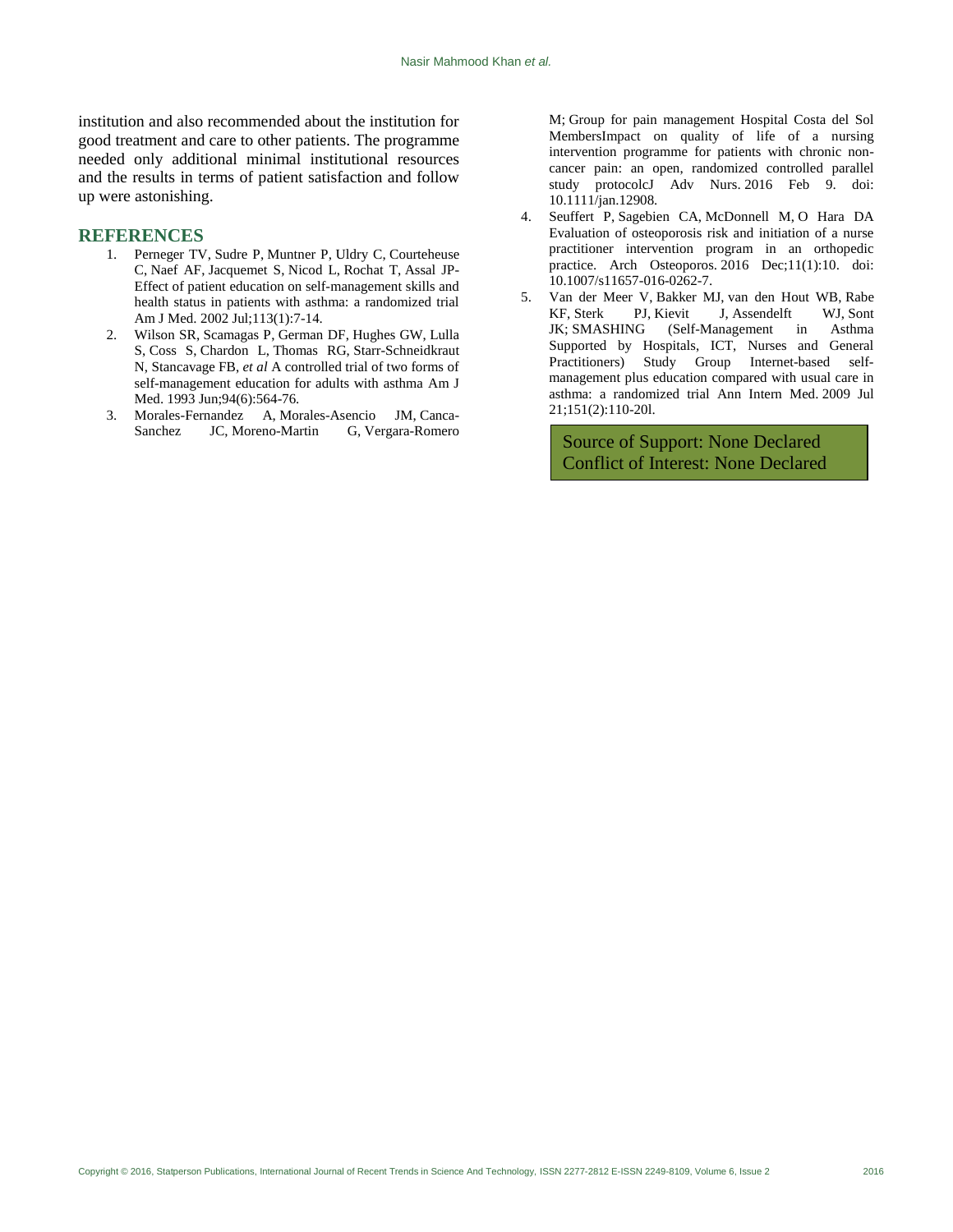institution and also recommended about the institution for good treatment and care to other patients. The programme needed only additional minimal institutional resources and the results in terms of patient satisfaction and follow up were astonishing.

## REFERENCES

1. Perneger TV, Sudre P, Muntner P, Uldry C, Courteheuse C, Naef AF, Jacquemet S, Nicod L, Rochat T, Assal JP-Effect of patient education on self-management skills and health status in patients with asthma: a randomized trial Am J Med. 2002 Jul;113(1):7-14.
2. Wilson SR, Scamagas P, German DF, Hughes GW, Lulla S, Coss S, Chardon L, Thomas RG, Starr-Schneidkraut N, Stancavage FB, *et al* A controlled trial of two forms of self-management education for adults with asthma Am J Med. 1993 Jun;94(6):564-76.
3. Morales-Fernandez A, Morales-Asencio JM, Canca-Sanchez JC, Moreno-Martin G, Vergara-Romero M; Group for pain management Hospital Costa del Sol MembersImpact on quality of life of a nursing intervention programme for patients with chronic non-cancer pain: an open, randomized controlled parallel study protocolcJ Adv Nurs. 2016 Feb 9. doi: 10.1111/jan.12908.
4. Seuffert P, Sagebien CA, McDonnell M, O Hara DA Evaluation of osteoporosis risk and initiation of a nurse practitioner intervention program in an orthopedic practice. Arch Osteoporos. 2016 Dec;11(1):10. doi: 10.1007/s11657-016-0262-7.
5. Van der Meer V, Bakker MJ, van den Hout WB, Rabe KF, Sterk PJ, Kievit J, Assendelft WJ, Sont JK; SMASHING (Self-Management in Asthma Supported by Hospitals, ICT, Nurses and General Practitioners) Study Group Internet-based self-management plus education compared with usual care in asthma: a randomized trial Ann Intern Med. 2009 Jul 21;151(2):110-20l.

Source of Support: None Declared
Conflict of Interest: None Declared